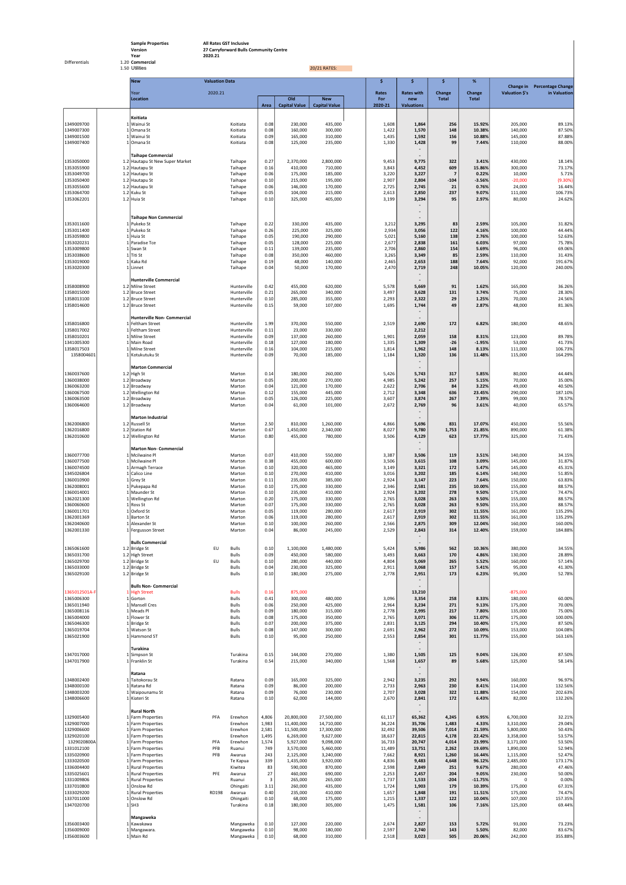Differentials

| | | |
|---|---|---|
| Sample Properties | All Rates GST Inclusive | |
| Version | 27 Carryforward Bulls Community Centre | |
| Year | 2020.21 | |
| 1.20 Commercial | | |
| 1.50 Utilities | | 20/21 RATES: |

| | Diff | New Year Location | Valuation Data 2020.21 | | Area | Old Capital Value | New Capital Value | $ Rates For 2020-21 | $ Rates with new Valuations | $ Change Total | % Change Total | Change in Valuation $'s | Percentage Change in Valuation |
|---|---|---|---|---|---|---|---|---|---|---|---|---|---|
| | | **Koitiata** | | | | | | | | | | | |
| 1349009700 | 1 | Wainui St | | Koitiata | 0.08 | 230,000 | 435,000 | 1,608 | 1,864 | 256 | 15.92% | 205,000 | 89.13% |
| 1349007300 | 1 | Omana St | | Koitiata | 0.08 | 160,000 | 300,000 | 1,422 | 1,570 | 148 | 10.38% | 140,000 | 87.50% |
| 1349001500 | 1 | Wainui St | | Koitiata | 0.09 | 165,000 | 310,000 | 1,435 | 1,592 | 156 | 10.88% | 145,000 | 87.88% |
| 1349007400 | 1 | Omana St | | Koitiata | 0.08 | 125,000 | 235,000 | 1,330 | 1,428 | 99 | 7.44% | 110,000 | 88.00% |
| | | **Taihape Commercial** | | | | | | | | | | | |
| 1353050000 | 1.2 | Hautapu St New Super Market | | Taihape | 0.27 | 2,370,000 | 2,800,000 | 9,453 | 9,775 | 322 | 3.41% | 430,000 | 18.14% |
| 1353055900 | 1.2 | Hautapu St | | Taihape | 0.16 | 410,000 | 710,000 | 3,843 | 4,452 | 609 | 15.86% | 300,000 | 73.17% |
| 1353049700 | 1.2 | Hautapu St | | Taihape | 0.06 | 175,000 | 185,000 | 3,220 | 3,227 | 7 | 0.22% | 10,000 | 5.71% |
| 1353050400 | 1.2 | Hautapu St | | Taihape | 0.10 | 215,000 | 195,000 | 2,907 | 2,804 | -104 | -3.56% | -20,000 | (9.30%) |
| 1353055600 | 1.2 | Hautapu St | | Taihape | 0.06 | 146,000 | 170,000 | 2,725 | 2,745 | 21 | 0.76% | 24,000 | 16.44% |
| 1353064700 | 1.2 | Kuku St | | Taihape | 0.05 | 104,000 | 215,000 | 2,613 | 2,850 | 237 | 9.07% | 111,000 | 106.73% |
| 1353062201 | 1.2 | Huia St | | Taihape | 0.10 | 325,000 | 405,000 | 3,199 | 3,294 | 95 | 2.97% | 80,000 | 24.62% |
| | | **Taihape Non Commercial** | | | | | | | | | | | |
| 1353011600 | 1 | Pukeko St | | Taihape | 0.22 | 330,000 | 435,000 | 3,212 | 3,295 | 83 | 2.59% | 105,000 | 31.82% |
| 1353011400 | 1 | Pukeko St | | Taihape | 0.26 | 225,000 | 325,000 | 2,934 | 3,056 | 122 | 4.16% | 100,000 | 44.44% |
| 1353059800 | 1 | Huia St | | Taihape | 0.05 | 190,000 | 290,000 | 5,021 | 5,160 | 138 | 2.76% | 100,000 | 52.63% |
| 1353020231 | 1 | Paradise Tce | | Taihape | 0.05 | 128,000 | 225,000 | 2,677 | 2,838 | 161 | 6.03% | 97,000 | 75.78% |
| 1353009800 | 1 | Swan St | | Taihape | 0.11 | 139,000 | 235,000 | 2,706 | 2,860 | 154 | 5.69% | 96,000 | 69.06% |
| 1353038600 | 1 | Titi St | | Taihape | 0.08 | 350,000 | 460,000 | 3,265 | 3,349 | 85 | 2.59% | 110,000 | 31.43% |
| 1353019000 | 1 | Kaka Rd | | Taihape | 0.19 | 48,000 | 140,000 | 2,465 | 2,653 | 188 | 7.64% | 92,000 | 191.67% |
| 1353020300 | 1 | Linnet | | Taihape | 0.04 | 50,000 | 170,000 | 2,470 | 2,719 | 248 | 10.05% | 120,000 | 240.00% |
| | | **Hunterville Commercial** | | | | | | | | | | | |
| 1358008900 | 1.2 | Milne Street | | Hunterville | 0.42 | 455,000 | 620,000 | 5,578 | 5,669 | 91 | 1.62% | 165,000 | 36.26% |
| 1358015000 | 1.2 | Bruce Street | | Hunterville | 0.21 | 265,000 | 340,000 | 3,497 | 3,628 | 131 | 3.74% | 75,000 | 28.30% |
| 1358013100 | 1.2 | Bruce Street | | Hunterville | 0.10 | 285,000 | 355,000 | 2,293 | 2,322 | 29 | 1.25% | 70,000 | 24.56% |
| 1358014600 | 1.2 | Bruce Street | | Hunterville | 0.15 | 59,000 | 107,000 | 1,695 | 1,744 | 49 | 2.87% | 48,000 | 81.36% |
| | | **Hunterville Non- Commercial** | | | | | | | | | | | |
| 1358016800 | 1 | Feltham Street | | Hunterville | 1.99 | 370,000 | 550,000 | 2,519 | 2,690 | 172 | 6.82% | 180,000 | 48.65% |
| 1358017002 | 1 | Feltham Street | | Hunterville | 0.11 | 23,000 | 330,000 | | 2,212 | | | | |
| 1358010201 | 1 | Milne Street | | Hunterville | 0.09 | 137,000 | 260,000 | 1,901 | 2,059 | 158 | 8.31% | 123,000 | 89.78% |
| 1341005300 | 1 | Main Road | | Hunterville | 0.18 | 127,000 | 180,000 | 1,335 | 1,309 | -26 | -1.95% | 53,000 | 41.73% |
| 1358017503 | 1 | Milne Street | | Hunterville | 0.16 | 104,000 | 215,000 | 1,814 | 1,962 | 148 | 8.13% | 111,000 | 106.73% |
| 1358004601 | 1 | Kotukutuku St | | Hunterville | 0.09 | 70,000 | 185,000 | 1,184 | 1,320 | 136 | 11.48% | 115,000 | 164.29% |
| | | **Marton Commercial** | | | | | | | | | | | |
| 1360037600 | 1.2 | High St | | Marton | 0.14 | 180,000 | 260,000 | 5,426 | 5,743 | 317 | 5.85% | 80,000 | 44.44% |
| 1360038000 | 1.2 | Broadway | | Marton | 0.05 | 200,000 | 270,000 | 4,985 | 5,242 | 257 | 5.15% | 70,000 | 35.00% |
| 1360063200 | 1.2 | Broadway | | Marton | 0.04 | 121,000 | 170,000 | 2,622 | 2,706 | 84 | 3.22% | 49,000 | 40.50% |
| 1360067500 | 1.2 | Wellington Rd | | Marton | 0.12 | 155,000 | 445,000 | 2,712 | 3,348 | 636 | 23.45% | 290,000 | 187.10% |
| 1360063500 | 1.2 | Broadway | | Marton | 0.05 | 126,000 | 225,000 | 3,607 | 3,874 | 267 | 7.39% | 99,000 | 78.57% |
| 1360064600 | 1.2 | Broadway | | Marton | 0.04 | 61,000 | 101,000 | 2,672 | 2,769 | 96 | 3.61% | 40,000 | 65.57% |
| | | **Marton Industrial** | | | | | | | | | | | |
| 1362006800 | 1.2 | Russell St | | Marton | 2.50 | 810,000 | 1,260,000 | 4,866 | 5,696 | 831 | 17.07% | 450,000 | 55.56% |
| 1362016800 | 1.2 | Station Rd | | Marton | 0.67 | 1,450,000 | 2,340,000 | 8,027 | 9,780 | 1,753 | 21.85% | 890,000 | 61.38% |
| 1362010600 | 1.2 | Wellington Rd | | Marton | 0.80 | 455,000 | 780,000 | 3,506 | 4,129 | 623 | 17.77% | 325,000 | 71.43% |
| | | **Marton Non- Commercial** | | | | | | | | | | | |
| 1360077700 | 1 | Mcilwaine Pl | | Marton | 0.07 | 410,000 | 550,000 | 3,387 | 3,506 | 119 | 3.51% | 140,000 | 34.15% |
| 1360077500 | 1 | Mcilwaine Pl | | Marton | 0.38 | 455,000 | 600,000 | 3,506 | 3,615 | 108 | 3.09% | 145,000 | 31.87% |
| 1360074500 | 1 | Armagh Terrace | | Marton | 0.10 | 320,000 | 465,000 | 3,149 | 3,321 | 172 | 5.47% | 145,000 | 45.31% |
| 1345026804 | 1 | Calico Line | | Marton | 0.10 | 270,000 | 410,000 | 3,016 | 3,202 | 185 | 6.14% | 140,000 | 51.85% |
| 1360010900 | 1 | Grey St | | Marton | 0.11 | 235,000 | 385,000 | 2,924 | 3,147 | 223 | 7.64% | 150,000 | 63.83% |
| 1362008001 | 1 | Pukepapa Rd | | Marton | 0.10 | 175,000 | 330,000 | 2,346 | 2,581 | 235 | 10.00% | 155,000 | 88.57% |
| 1360014001 | 1 | Maunder St | | Marton | 0.10 | 235,000 | 410,000 | 2,924 | 3,202 | 278 | 9.50% | 175,000 | 74.47% |
| 1362021300 | 1 | Wellington Rd | | Marton | 0.20 | 175,000 | 330,000 | 2,765 | 3,028 | 263 | 9.50% | 155,000 | 88.57% |
| 1360060600 | 1 | Ross St | | Marton | 0.07 | 175,000 | 330,000 | 2,765 | 3,028 | 263 | 9.50% | 155,000 | 88.57% |
| 1360011701 | 1 | Oxford St | | Marton | 0.05 | 119,000 | 280,000 | 2,617 | 2,919 | 302 | 11.55% | 161,000 | 135.29% |
| 1362001369 | 1 | Barton St | | Marton | 0.06 | 119,000 | 280,000 | 2,617 | 2,919 | 302 | 11.55% | 161,000 | 135.29% |
| 1362040600 | 1 | Alexander St | | Marton | 0.10 | 100,000 | 260,000 | 2,566 | 2,875 | 309 | 12.04% | 160,000 | 160.00% |
| 1362001330 | 1 | Fergusson Street | | Marton | 0.04 | 86,000 | 245,000 | 2,529 | 2,843 | 314 | 12.40% | 159,000 | 184.88% |
| | | **Bulls Commercial** | | | | | | | | | | | |
| 1365061600 | 1.2 | Bridge St | EU | Bulls | 0.10 | 1,100,000 | 1,480,000 | 5,424 | 5,986 | 562 | 10.36% | 380,000 | 34.55% |
| 1365031700 | 1.2 | High Street | | Bulls | 0.09 | 450,000 | 580,000 | 3,493 | 3,663 | 170 | 4.86% | 130,000 | 28.89% |
| 1365029700 | 1.2 | Bridge St | EU | Bulls | 0.10 | 280,000 | 440,000 | 4,804 | 5,069 | 265 | 5.52% | 160,000 | 57.14% |
| 1365033000 | 1.2 | Bridge St | | Bulls | 0.04 | 230,000 | 325,000 | 2,911 | 3,068 | 157 | 5.41% | 95,000 | 41.30% |
| 1365029100 | 1.2 | Bridge St | | Bulls | 0.10 | 180,000 | 275,000 | 2,778 | 2,951 | 173 | 6.23% | 95,000 | 52.78% |
| | | **Bulls Non- Commercial** | | | | | | | | | | | |
| 1365012501A-F | 1 | High Street | | Bulls | 0.16 | 875,000 | | | 13,210 | | | -875,000 | |
| 1365006300 | 1 | Gorton | | Bulls | 0.41 | 300,000 | 480,000 | 3,096 | 3,354 | 258 | 8.33% | 180,000 | 60.00% |
| 1365011940 | 1 | Mansell Cres | | Bulls | 0.06 | 250,000 | 425,000 | 2,964 | 3,234 | 271 | 9.13% | 175,000 | 70.00% |
| 1365008116 | 1 | Meads Pl | | Bulls | 0.09 | 180,000 | 315,000 | 2,778 | 2,995 | 217 | 7.80% | 135,000 | 75.00% |
| 1365004000 | 1 | Flower St | | Bulls | 0.08 | 175,000 | 350,000 | 2,765 | 3,071 | 306 | 11.07% | 175,000 | 100.00% |
| 1365046300 | 1 | Bridge St | | Bulls | 0.07 | 200,000 | 375,000 | 2,831 | 3,125 | 294 | 10.40% | 175,000 | 87.50% |
| 1365019704 | 1 | Watson St | | Bulls | 0.08 | 147,000 | 300,000 | 2,691 | 2,962 | 272 | 10.09% | 153,000 | 104.08% |
| 1365021900 | 1 | Hammond ST | | Bulls | 0.10 | 95,000 | 250,000 | 2,553 | 2,854 | 301 | 11.77% | 155,000 | 163.16% |
| | | **Turakina** | | | | | | | | | | | |
| 1347017000 | 1 | Simpson St | | Turakina | 0.15 | 144,000 | 270,000 | 1,380 | 1,505 | 125 | 9.04% | 126,000 | 87.50% |
| 1347017900 | 1 | Franklin St | | Turakina | 0.54 | 215,000 | 340,000 | 1,568 | 1,657 | 89 | 5.68% | 125,000 | 58.14% |
| | | **Ratana** | | | | | | | | | | | |
| 1348002400 | 1 | Taitokorau St | | Ratana | 0.09 | 165,000 | 325,000 | 2,942 | 3,235 | 292 | 9.94% | 160,000 | 96.97% |
| 1348000100 | 1 | Ratana Rd | | Ratana | 0.09 | 86,000 | 200,000 | 2,733 | 2,963 | 230 | 8.41% | 114,000 | 132.56% |
| 1348003200 | 1 | Waipounamu St | | Ratana | 0.09 | 76,000 | 230,000 | 2,707 | 3,028 | 322 | 11.88% | 154,000 | 202.63% |
| 1348006600 | 1 | Kiateri St | | Ratana | 0.10 | 62,000 | 144,000 | 2,670 | 2,841 | 172 | 6.43% | 82,000 | 132.26% |
| | | **Rural North** | | | | | | | | | | | |
| 1329005400 | 1 | Farm Properties | PFA | Erewhon | 4,806 | 20,800,000 | 27,500,000 | 61,117 | 65,362 | 4,245 | 6.95% | 6,700,000 | 32.21% |
| 1329007000 | 1 | Farm Properties | | Erewhon | 1,983 | 11,400,000 | 14,710,000 | 34,224 | 35,706 | 1,483 | 4.33% | 3,310,000 | 29.04% |
| 1329006600 | 1 | Farm Properties | | Erewhon | 2,581 | 11,500,000 | 17,300,000 | 32,492 | 39,506 | 7,014 | 21.59% | 5,800,000 | 50.43% |
| 1329020100 | 1 | Farm Properties | | Erewhon | 1,495 | 6,269,000 | 9,627,000 | 18,637 | 22,815 | 4,178 | 22.42% | 3,358,000 | 53.57% |
| 1329020800A | 1 | Farm Properties | PFA | Erewhon | 1,574 | 5,927,000 | 9,098,000 | 16,733 | 20,747 | 4,014 | 23.99% | 3,171,000 | 53.50% |
| 1331012100 | 1 | Farm Properties | PFB | Ruanui | 749 | 3,570,000 | 5,460,000 | 11,489 | 13,751 | 2,262 | 19.69% | 1,890,000 | 52.94% |
| 1335020900 | 1 | Farm Properties | PFB | Awarua | 243 | 2,125,000 | 3,240,000 | 7,662 | 8,921 | 1,260 | 16.44% | 1,115,000 | 52.47% |
| 1333020500 | 1 | Farm Properties | | Te Kapua | 339 | 1,435,000 | 3,920,000 | 4,836 | 9,483 | 4,648 | 96.12% | 2,485,000 | 173.17% |
| 1336004400 | 1 | Rural Properties | | Kiwitea | 83 | 590,000 | 870,000 | 2,598 | 2,849 | 251 | 9.67% | 280,000 | 47.46% |
| 1335025601 | 1 | Rural Properties | PFE | Awarua | 27 | 460,000 | 690,000 | 2,253 | 2,457 | 204 | 9.05% | 230,000 | 50.00% |
| 1331009806 | 1 | Rural Properties | | Ruanui | 3 | 265,000 | 265,000 | 1,737 | 1,533 | -204 | -11.75% | 0 | 0.00% |
| 1337010800 | 1 | Onslow Rd | | Ohingaiti | 3.11 | 260,000 | 435,000 | 1,724 | 1,903 | 179 | 10.39% | 175,000 | 67.31% |
| 1333029200 | 1 | Rural Properties | RD198 | Awarua | 0.40 | 235,000 | 410,000 | 1,657 | 1,848 | 191 | 11.51% | 175,000 | 74.47% |
| 1337011000 | 1 | Onslow Rd | | Ohingaiti | 0.10 | 68,000 | 175,000 | 1,215 | 1,337 | 122 | 10.04% | 107,000 | 157.35% |
| 1347020700 | 1 | SH3 | | Turakina | 0.18 | 180,000 | 305,000 | 1,475 | 1,581 | 106 | 7.16% | 125,000 | 69.44% |
| | | **Mangaweka** | | | | | | | | | | | |
| 1356003400 | 1 | Kawakawa | | Mangaweka | 0.10 | 127,000 | 220,000 | 2,674 | 2,827 | 153 | 5.72% | 93,000 | 73.23% |
| 1356009000 | 1 | Mangawara. | | Mangaweka | 0.10 | 98,000 | 180,000 | 2,597 | 2,740 | 143 | 5.50% | 82,000 | 83.67% |
| 1356003600 | 1 | Main Rd | | Mangaweka | 0.10 | 68,000 | 310,000 | 2,518 | 3,023 | 505 | 20.06% | 242,000 | 355.88% |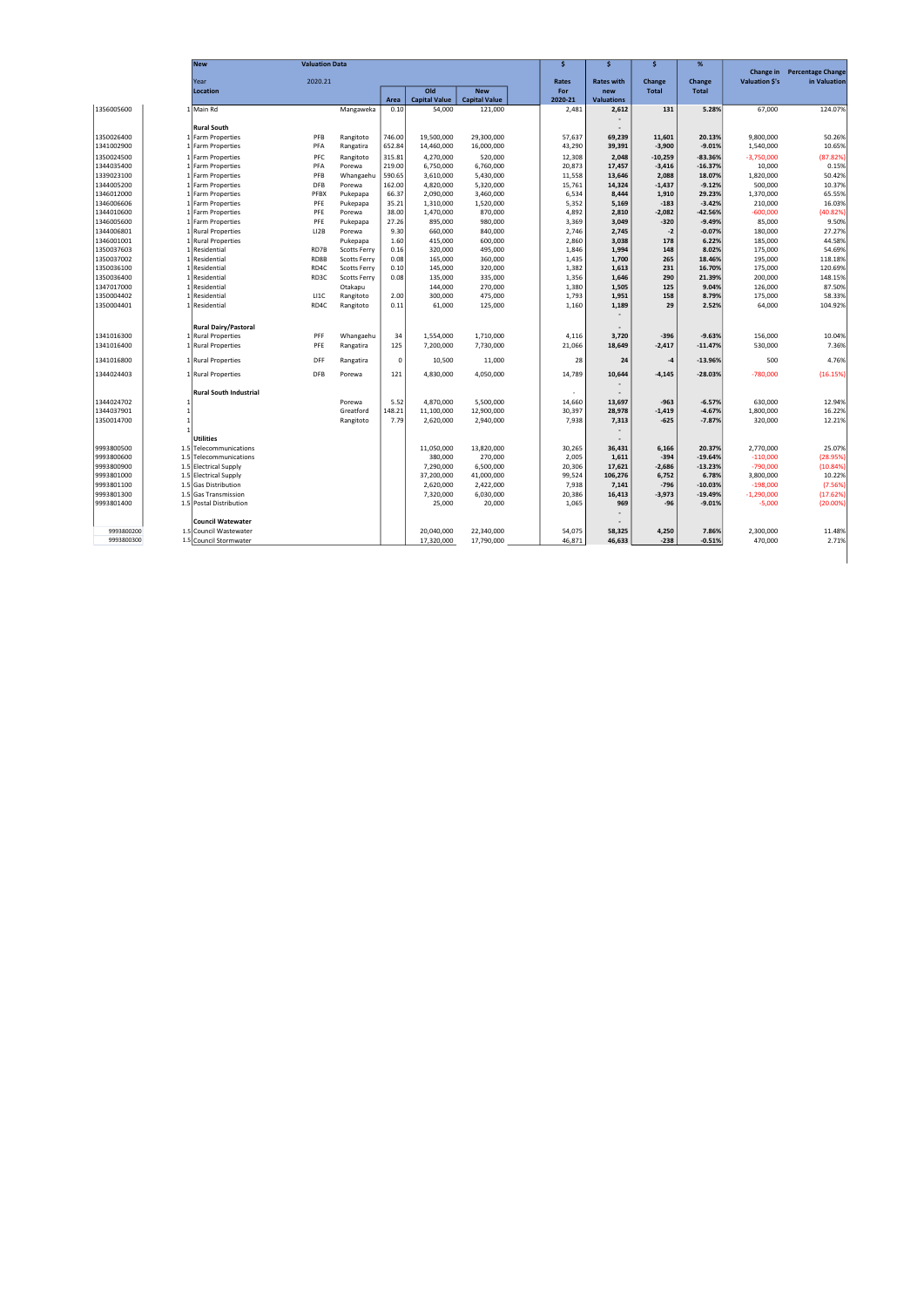| | | New | Valuation Data | | | | | | $ | $ | $ | % | | |
|---|---|---|---|---|---|---|---|---|---|---|---|---|---|---|
| | | Year | 2020.21 | | | | | | Rates | Rates with | Change | Change | Change in | Percentage Change |
| | | Location | | | Area | Old Capital Value | New Capital Value | | For 2020-21 | new Valuations | Total | Total | Valuation $'s | in Valuation |
| 1356005600 | 1 | Main Rd | | Mangaweka | 0.10 | 54,000 | 121,000 | | 2,481 | 2,612 | 131 | 5.28% | 67,000 | 124.07% |
| | | | | | | | | | | - | | | | |
| | | **Rural South** | | | | | | | | - | | | | |
| 1350026400 | 1 | Farm Properties | PFB | Rangitoto | 746.00 | 19,500,000 | 29,300,000 | | 57,637 | 69,239 | 11,601 | 20.13% | 9,800,000 | 50.26% |
| 1341002900 | 1 | Farm Properties | PFA | Rangatira | 652.84 | 14,460,000 | 16,000,000 | | 43,290 | 39,391 | -3,900 | -9.01% | 1,540,000 | 10.65% |
| 1350024500 | 1 | Farm Properties | PFC | Rangitoto | 315.81 | 4,270,000 | 520,000 | | 12,308 | 2,048 | -10,259 | -83.36% | -3,750,000 | (87.82%) |
| 1344035400 | 1 | Farm Properties | PFA | Porewa | 219.00 | 6,750,000 | 6,760,000 | | 20,873 | 17,457 | -3,416 | -16.37% | 10,000 | 0.15% |
| 1339023100 | 1 | Farm Properties | PFB | Whangaehu | 590.65 | 3,610,000 | 5,430,000 | | 11,558 | 13,646 | 2,088 | 18.07% | 1,820,000 | 50.42% |
| 1344005200 | 1 | Farm Properties | DFB | Porewa | 162.00 | 4,820,000 | 5,320,000 | | 15,761 | 14,324 | -1,437 | -9.12% | 500,000 | 10.37% |
| 1346012000 | 1 | Farm Properties | PFBX | Pukepapa | 66.37 | 2,090,000 | 3,460,000 | | 6,534 | 8,444 | 1,910 | 29.23% | 1,370,000 | 65.55% |
| 1346006606 | 1 | Farm Properties | PFE | Pukepapa | 35.21 | 1,310,000 | 1,520,000 | | 5,352 | 5,169 | -183 | -3.42% | 210,000 | 16.03% |
| 1344010600 | 1 | Farm Properties | PFE | Porewa | 38.00 | 1,470,000 | 870,000 | | 4,892 | 2,810 | -2,082 | -42.56% | -600,000 | (40.82%) |
| 1346005600 | 1 | Farm Properties | PFE | Pukepapa | 27.26 | 895,000 | 980,000 | | 3,369 | 3,049 | -320 | -9.49% | 85,000 | 9.50% |
| 1344006801 | 1 | Rural Properties | LI2B | Porewa | 9.30 | 660,000 | 840,000 | | 2,746 | 2,745 | -2 | -0.07% | 180,000 | 27.27% |
| 1346001001 | 1 | Rural Properties | | Pukepapa | 1.60 | 415,000 | 600,000 | | 2,860 | 3,038 | 178 | 6.22% | 185,000 | 44.58% |
| 1350037603 | 1 | Residential | RD7B | Scotts Ferry | 0.16 | 320,000 | 495,000 | | 1,846 | 1,994 | 148 | 8.02% | 175,000 | 54.69% |
| 1350037002 | 1 | Residential | RD8B | Scotts Ferry | 0.08 | 165,000 | 360,000 | | 1,435 | 1,700 | 265 | 18.46% | 195,000 | 118.18% |
| 1350036100 | 1 | Residential | RD4C | Scotts Ferry | 0.10 | 145,000 | 320,000 | | 1,382 | 1,613 | 231 | 16.70% | 175,000 | 120.69% |
| 1350036400 | 1 | Residential | RD3C | Scotts Ferry | 0.08 | 135,000 | 335,000 | | 1,356 | 1,646 | 290 | 21.39% | 200,000 | 148.15% |
| 1347017000 | 1 | Residential | | Otakapu | | 144,000 | 270,000 | | 1,380 | 1,505 | 125 | 9.04% | 126,000 | 87.50% |
| 1350004402 | 1 | Residential | LI1C | Rangitoto | 2.00 | 300,000 | 475,000 | | 1,793 | 1,951 | 158 | 8.79% | 175,000 | 58.33% |
| 1350004401 | 1 | Residential | RD4C | Rangitoto | 0.11 | 61,000 | 125,000 | | 1,160 | 1,189 | 29 | 2.52% | 64,000 | 104.92% |
| | | | | | | | | | | - | | | | |
| | | **Rural Dairy/Pastoral** | | | | | | | | - | | | | |
| 1341016300 | 1 | Rural Properties | PFF | Whangaehu | 34 | 1,554,000 | 1,710,000 | | 4,116 | 3,720 | -396 | -9.63% | 156,000 | 10.04% |
| 1341016400 | 1 | Rural Properties | PFE | Rangatira | 125 | 7,200,000 | 7,730,000 | | 21,066 | 18,649 | -2,417 | -11.47% | 530,000 | 7.36% |
| 1341016800 | 1 | Rural Properties | DFF | Rangatira | 0 | 10,500 | 11,000 | | 28 | 24 | -4 | -13.96% | 500 | 4.76% |
| 1344024403 | 1 | Rural Properties | DFB | Porewa | 121 | 4,830,000 | 4,050,000 | | 14,789 | 10,644 | -4,145 | -28.03% | -780,000 | (16.15%) |
| | | | | | | | | | | - | | | | |
| | | **Rural South Industrial** | | | | | | | - | - | | | | |
| 1344024702 | 1 | | | Porewa | 5.52 | 4,870,000 | 5,500,000 | | 14,660 | 13,697 | -963 | -6.57% | 630,000 | 12.94% |
| 1344037901 | 1 | | | Greatford | 148.21 | 11,100,000 | 12,900,000 | | 30,397 | 28,978 | -1,419 | -4.67% | 1,800,000 | 16.22% |
| 1350014700 | 1 | | | Rangitoto | 7.79 | 2,620,000 | 2,940,000 | | 7,938 | 7,313 | -625 | -7.87% | 320,000 | 12.21% |
| | 1 | | | | | | | | | - | | | | |
| | | **Utilities** | | | | | | | | - | | | | |
| 9993800500 | 1.5 | Telecommunications | | | | 11,050,000 | 13,820,000 | | 30,265 | 36,431 | 6,166 | 20.37% | 2,770,000 | 25.07% |
| 9993800600 | 1.5 | Telecommunications | | | | 380,000 | 270,000 | | 2,005 | 1,611 | -394 | -19.64% | -110,000 | (28.95%) |
| 9993800900 | 1.5 | Electrical Supply | | | | 7,290,000 | 6,500,000 | | 20,306 | 17,621 | -2,686 | -13.23% | -790,000 | (10.84%) |
| 9993801000 | 1.5 | Electrical Supply | | | | 37,200,000 | 41,000,000 | | 99,524 | 106,276 | 6,752 | 6.78% | 3,800,000 | 10.22% |
| 9993801100 | 1.5 | Gas Distribution | | | | 2,620,000 | 2,422,000 | | 7,938 | 7,141 | -796 | -10.03% | -198,000 | (7.56%) |
| 9993801300 | 1.5 | Gas Transmission | | | | 7,320,000 | 6,030,000 | | 20,386 | 16,413 | -3,973 | -19.49% | -1,290,000 | (17.62%) |
| 9993801400 | 1.5 | Postal Distribution | | | | 25,000 | 20,000 | | 1,065 | 969 | -96 | -9.01% | -5,000 | (20.00%) |
| | | | | | | | | | | - | | | | |
| | | **Council Wastewater** | | | | | | | | - | | | | |
| 9993800200 | 1.5 | Council Wastewater | | | | 20,040,000 | 22,340,000 | | 54,075 | 58,325 | 4,250 | 7.86% | 2,300,000 | 11.48% |
| 9993800300 | 1.5 | Council Stormwater | | | | 17,320,000 | 17,790,000 | | 46,871 | 46,633 | -238 | -0.51% | 470,000 | 2.71% |